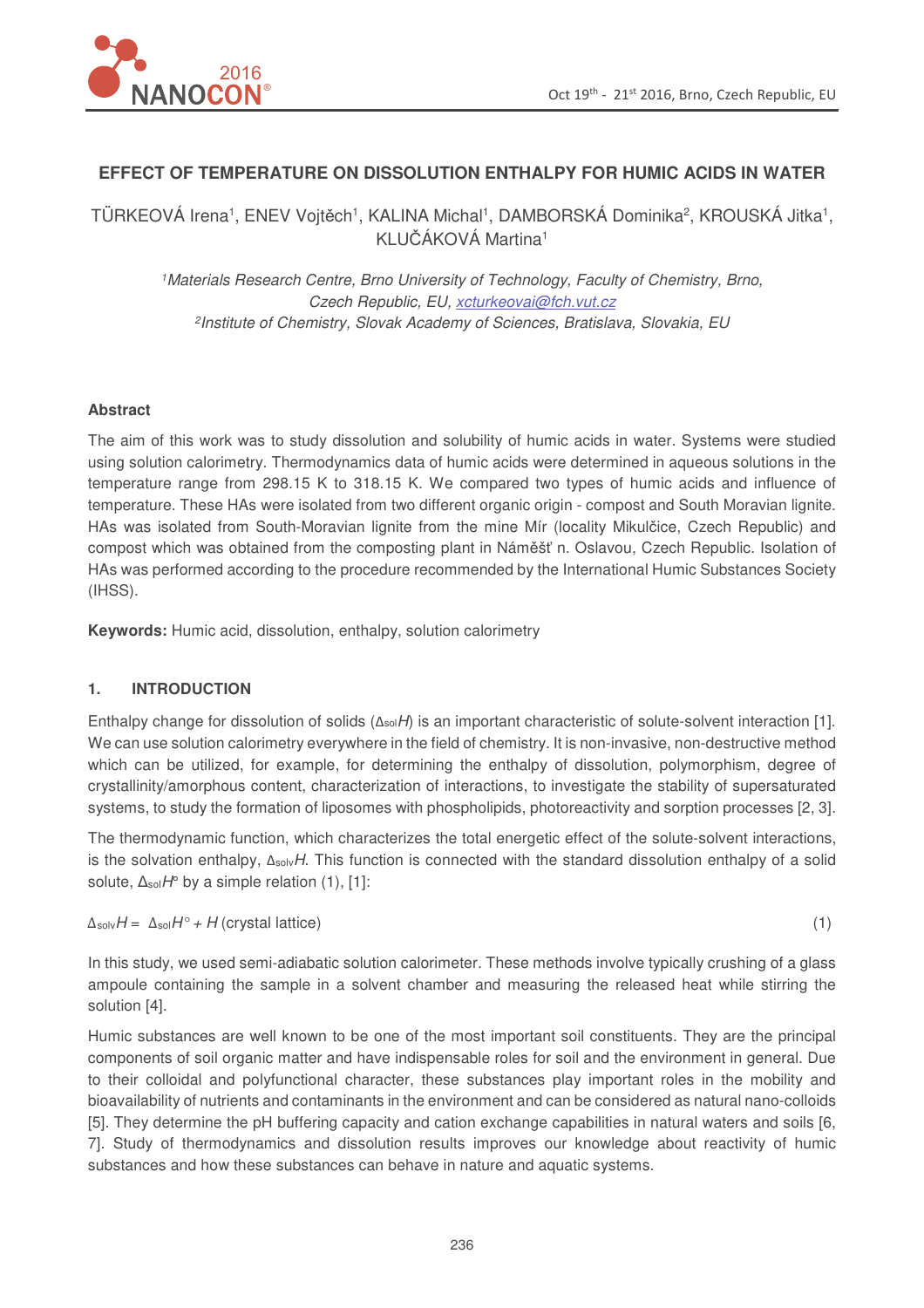# EFFECT OF TEMPERATURE ON DISSOLUTION ENTHALPY FOR HUMIC ACIDS IN WATER

TÜRKEOVÁ Irena[1], ENEV Vojtěch[1], KALINA Michal[1], DAMBORSKÁ Dominika[2], KROUSKÁ Jitka[1], KLUČÁKOVÁ Martina[1]

*[1]Materials Research Centre, Brno University of Technology, Faculty of Chemistry, Brno, Czech Republic, EU, xcturkeovai@fch.vut.cz*
*[2]Institute of Chemistry, Slovak Academy of Sciences, Bratislava, Slovakia, EU*

## Abstract

The aim of this work was to study dissolution and solubility of humic acids in water. Systems were studied using solution calorimetry. Thermodynamics data of humic acids were determined in aqueous solutions in the temperature range from 298.15 K to 318.15 K. We compared two types of humic acids and influence of temperature. These HAs were isolated from two different organic origin - compost and South Moravian lignite. HAs was isolated from South-Moravian lignite from the mine Mír (locality Mikulčice, Czech Republic) and compost which was obtained from the composting plant in Náměšť n. Oslavou, Czech Republic. Isolation of HAs was performed according to the procedure recommended by the International Humic Substances Society (IHSS).

**Keywords:** Humic acid, dissolution, enthalpy, solution calorimetry

## 1. INTRODUCTION

Enthalpy change for dissolution of solids ($\Delta_{sol}H$) is an important characteristic of solute-solvent interaction [1]. We can use solution calorimetry everywhere in the field of chemistry. It is non-invasive, non-destructive method which can be utilized, for example, for determining the enthalpy of dissolution, polymorphism, degree of crystallinity/amorphous content, characterization of interactions, to investigate the stability of supersaturated systems, to study the formation of liposomes with phospholipids, photoreactivity and sorption processes [2, 3].

The thermodynamic function, which characterizes the total energetic effect of the solute-solvent interactions, is the solvation enthalpy, $\Delta_{solv}H$. This function is connected with the standard dissolution enthalpy of a solid solute, $\Delta_{sol}H°$ by a simple relation (1), [1]:

$$\Delta_{solv}H = \Delta_{sol}H° + H\,(\text{crystal lattice}) \tag{1}$$

In this study, we used semi-adiabatic solution calorimeter. These methods involve typically crushing of a glass ampoule containing the sample in a solvent chamber and measuring the released heat while stirring the solution [4].

Humic substances are well known to be one of the most important soil constituents. They are the principal components of soil organic matter and have indispensable roles for soil and the environment in general. Due to their colloidal and polyfunctional character, these substances play important roles in the mobility and bioavailability of nutrients and contaminants in the environment and can be considered as natural nano-colloids [5]. They determine the pH buffering capacity and cation exchange capabilities in natural waters and soils [6, 7]. Study of thermodynamics and dissolution results improves our knowledge about reactivity of humic substances and how these substances can behave in nature and aquatic systems.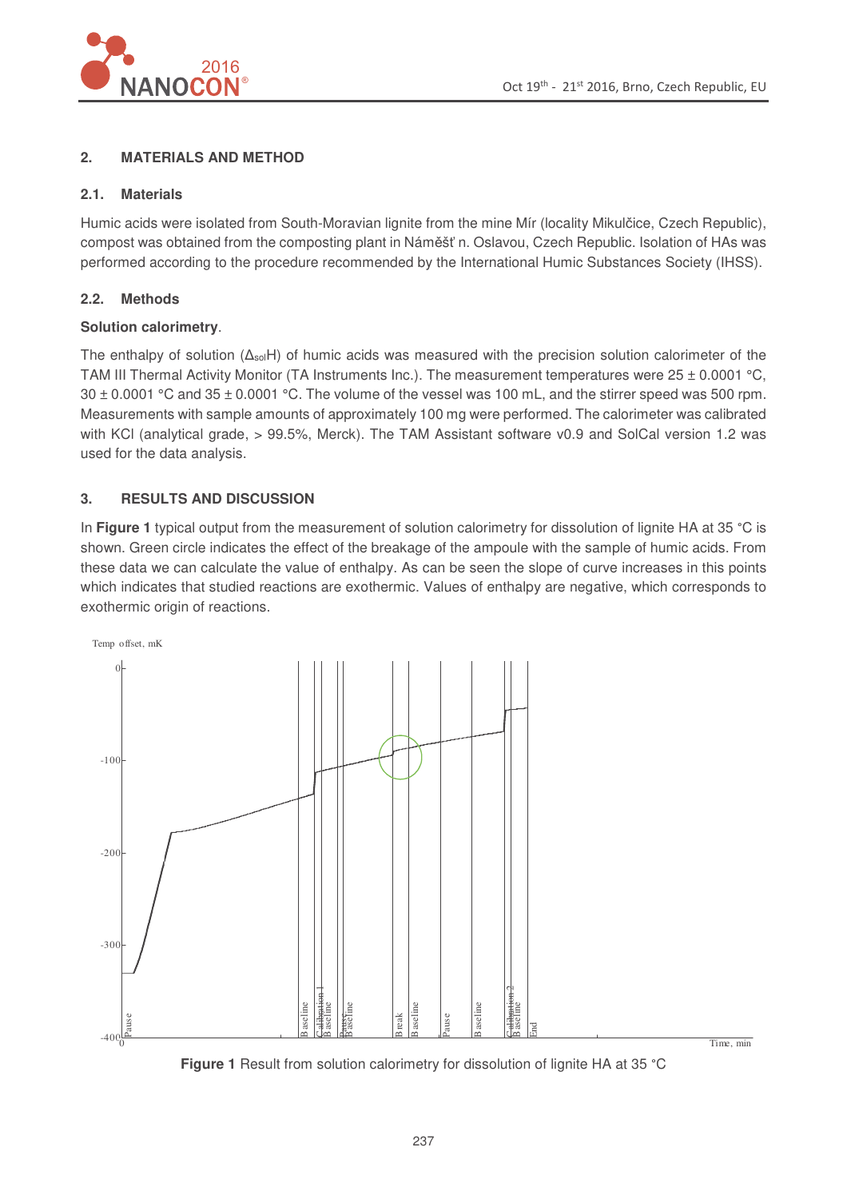## 2. MATERIALS AND METHOD

### 2.1. Materials

Humic acids were isolated from South-Moravian lignite from the mine Mír (locality Mikulčice, Czech Republic), compost was obtained from the composting plant in Náměšť n. Oslavou, Czech Republic. Isolation of HAs was performed according to the procedure recommended by the International Humic Substances Society (IHSS).

### 2.2. Methods

**Solution calorimetry**.

The enthalpy of solution ($\Delta_{sol}H$) of humic acids was measured with the precision solution calorimeter of the TAM III Thermal Activity Monitor (TA Instruments Inc.). The measurement temperatures were 25 ± 0.0001 °C, 30 ± 0.0001 °C and 35 ± 0.0001 °C. The volume of the vessel was 100 mL, and the stirrer speed was 500 rpm. Measurements with sample amounts of approximately 100 mg were performed. The calorimeter was calibrated with KCl (analytical grade, > 99.5%, Merck). The TAM Assistant software v0.9 and SolCal version 1.2 was used for the data analysis.

## 3. RESULTS AND DISCUSSION

In **Figure 1** typical output from the measurement of solution calorimetry for dissolution of lignite HA at 35 °C is shown. Green circle indicates the effect of the breakage of the ampoule with the sample of humic acids. From these data we can calculate the value of enthalpy. As can be seen the slope of curve increases in this points which indicates that studied reactions are exothermic. Values of enthalpy are negative, which corresponds to exothermic origin of reactions.

**Figure 1** Result from solution calorimetry for dissolution of lignite HA at 35 °C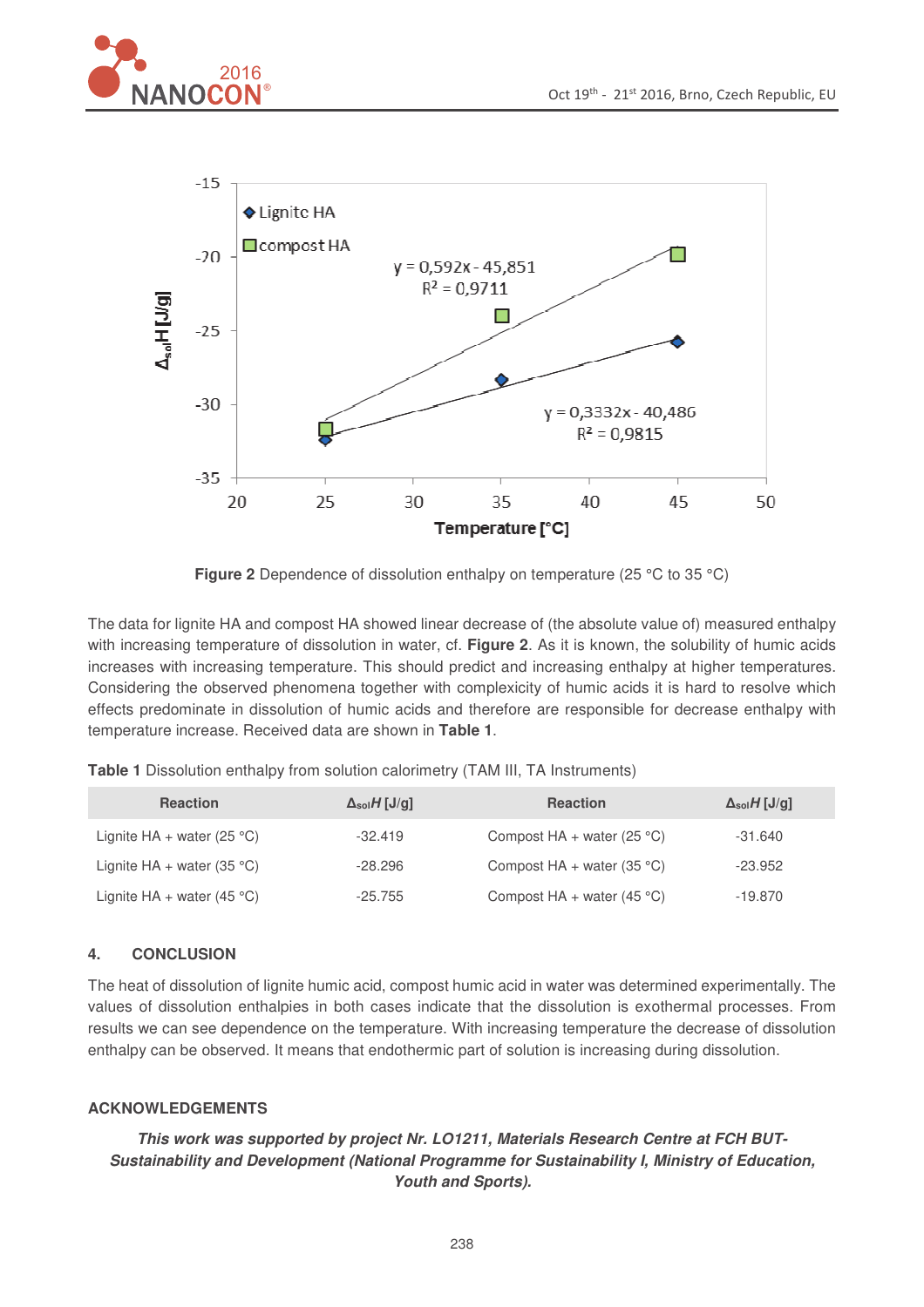**Figure 2** Dependence of dissolution enthalpy on temperature (25 °C to 35 °C)

The data for lignite HA and compost HA showed linear decrease of (the absolute value of) measured enthalpy with increasing temperature of dissolution in water, cf. **Figure 2**. As it is known, the solubility of humic acids increases with increasing temperature. This should predict and increasing enthalpy at higher temperatures. Considering the observed phenomena together with complexicity of humic acids it is hard to resolve which effects predominate in dissolution of humic acids and therefore are responsible for decrease enthalpy with temperature increase. Received data are shown in **Table 1**.

**Table 1** Dissolution enthalpy from solution calorimetry (TAM III, TA Instruments)

| Reaction | $\Delta_{sol}H$ [J/g] | Reaction | $\Delta_{sol}H$ [J/g] |
|---|---|---|---|
| Lignite HA + water (25 °C) | -32.419 | Compost HA + water (25 °C) | -31.640 |
| Lignite HA + water (35 °C) | -28.296 | Compost HA + water (35 °C) | -23.952 |
| Lignite HA + water (45 °C) | -25.755 | Compost HA + water (45 °C) | -19.870 |

## 4. CONCLUSION

The heat of dissolution of lignite humic acid, compost humic acid in water was determined experimentally. The values of dissolution enthalpies in both cases indicate that the dissolution is exothermal processes. From results we can see dependence on the temperature. With increasing temperature the decrease of dissolution enthalpy can be observed. It means that endothermic part of solution is increasing during dissolution.

## ACKNOWLEDGEMENTS

***This work was supported by project Nr. LO1211, Materials Research Centre at FCH BUT-Sustainability and Development (National Programme for Sustainability I, Ministry of Education, Youth and Sports).***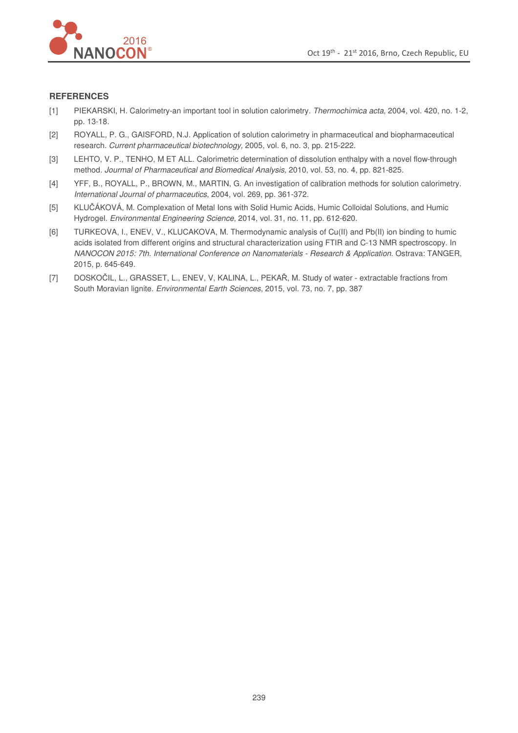## REFERENCES

[1] PIEKARSKI, H. Calorimetry-an important tool in solution calorimetry. *Thermochimica acta*, 2004, vol. 420, no. 1-2, pp. 13-18.

[2] ROYALL, P. G., GAISFORD, N.J. Application of solution calorimetry in pharmaceutical and biopharmaceutical research. *Current pharmaceutical biotechnology,* 2005, vol. 6, no. 3, pp. 215-222.

[3] LEHTO, V. P., TENHO, M ET ALL. Calorimetric determination of dissolution enthalpy with a novel flow-through method. *Jourmal of Pharmaceutical and Biomedical Analysis,* 2010, vol. 53, no. 4, pp. 821-825.

[4] YFF, B., ROYALL, P., BROWN, M., MARTIN, G. An investigation of calibration methods for solution calorimetry. *International Journal of pharmaceutics*, 2004, vol. 269, pp. 361-372.

[5] KLUČÁKOVÁ, M. Complexation of Metal Ions with Solid Humic Acids, Humic Colloidal Solutions, and Humic Hydrogel. *Environmental Engineering Science*, 2014, vol. 31, no. 11, pp. 612-620.

[6] TURKEOVA, I., ENEV, V., KLUCAKOVA, M. Thermodynamic analysis of Cu(II) and Pb(II) ion binding to humic acids isolated from different origins and structural characterization using FTIR and C-13 NMR spectroscopy. In *NANOCON 2015: 7th. International Conference on Nanomaterials - Research & Application.* Ostrava: TANGER, 2015, p. 645-649.

[7] DOSKOČIL, L., GRASSET, L., ENEV, V, KALINA, L., PEKAŘ, M. Study of water - extractable fractions from South Moravian lignite. *Environmental Earth Sciences*, 2015, vol. 73, no. 7, pp. 387